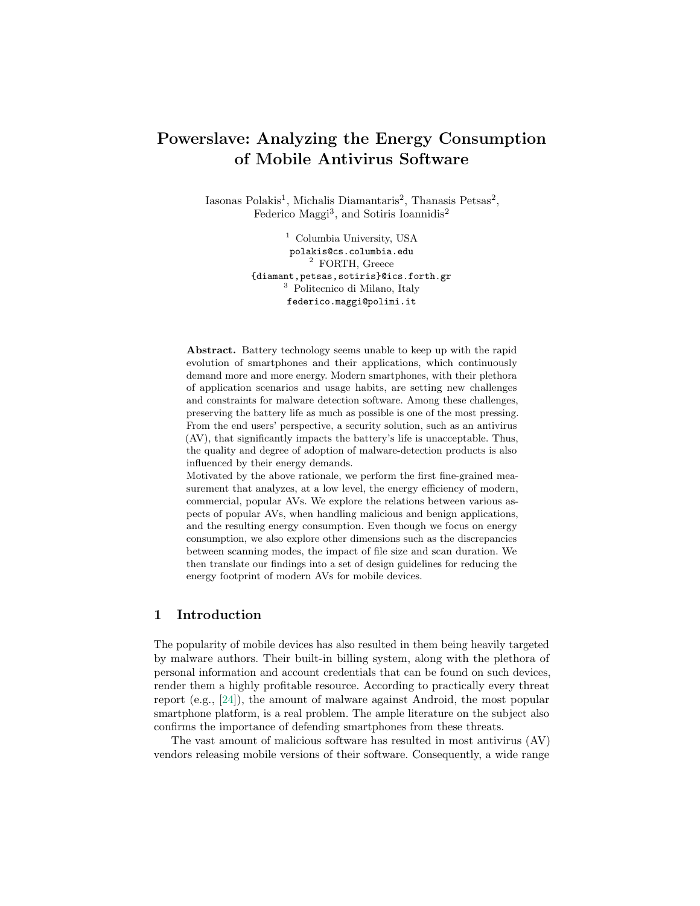# Powerslave: Analyzing the Energy Consumption of Mobile Antivirus Software

Iasonas Polakis[1], Michalis Diamantaris[2], Thanasis Petsas[2], Federico Maggi[3], and Sotiris Ioannidis[2]

[1] Columbia University, USA
polakis@cs.columbia.edu
[2] FORTH, Greece
{diamant,petsas,sotiris}@ics.forth.gr
[3] Politecnico di Milano, Italy
federico.maggi@polimi.it

**Abstract.** Battery technology seems unable to keep up with the rapid evolution of smartphones and their applications, which continuously demand more and more energy. Modern smartphones, with their plethora of application scenarios and usage habits, are setting new challenges and constraints for malware detection software. Among these challenges, preserving the battery life as much as possible is one of the most pressing. From the end users' perspective, a security solution, such as an antivirus (AV), that significantly impacts the battery's life is unacceptable. Thus, the quality and degree of adoption of malware-detection products is also influenced by their energy demands.

Motivated by the above rationale, we perform the first fine-grained measurement that analyzes, at a low level, the energy efficiency of modern, commercial, popular AVs. We explore the relations between various aspects of popular AVs, when handling malicious and benign applications, and the resulting energy consumption. Even though we focus on energy consumption, we also explore other dimensions such as the discrepancies between scanning modes, the impact of file size and scan duration. We then translate our findings into a set of design guidelines for reducing the energy footprint of modern AVs for mobile devices.

## 1 Introduction

The popularity of mobile devices has also resulted in them being heavily targeted by malware authors. Their built-in billing system, along with the plethora of personal information and account credentials that can be found on such devices, render them a highly profitable resource. According to practically every threat report (e.g., [24]), the amount of malware against Android, the most popular smartphone platform, is a real problem. The ample literature on the subject also confirms the importance of defending smartphones from these threats.

The vast amount of malicious software has resulted in most antivirus (AV) vendors releasing mobile versions of their software. Consequently, a wide range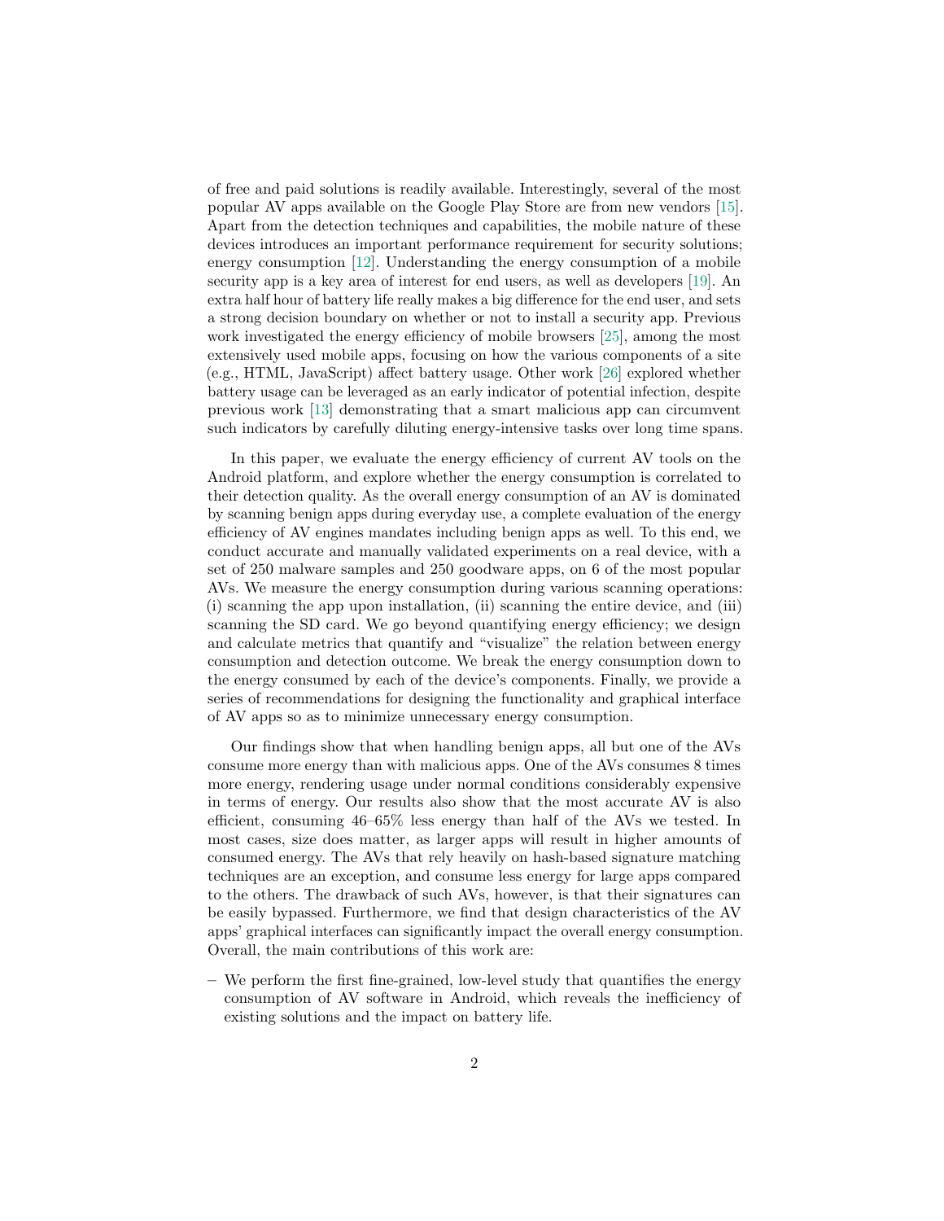of free and paid solutions is readily available. Interestingly, several of the most popular AV apps available on the Google Play Store are from new vendors [15]. Apart from the detection techniques and capabilities, the mobile nature of these devices introduces an important performance requirement for security solutions; energy consumption [12]. Understanding the energy consumption of a mobile security app is a key area of interest for end users, as well as developers [19]. An extra half hour of battery life really makes a big difference for the end user, and sets a strong decision boundary on whether or not to install a security app. Previous work investigated the energy efficiency of mobile browsers [25], among the most extensively used mobile apps, focusing on how the various components of a site (e.g., HTML, JavaScript) affect battery usage. Other work [26] explored whether battery usage can be leveraged as an early indicator of potential infection, despite previous work [13] demonstrating that a smart malicious app can circumvent such indicators by carefully diluting energy-intensive tasks over long time spans.

In this paper, we evaluate the energy efficiency of current AV tools on the Android platform, and explore whether the energy consumption is correlated to their detection quality. As the overall energy consumption of an AV is dominated by scanning benign apps during everyday use, a complete evaluation of the energy efficiency of AV engines mandates including benign apps as well. To this end, we conduct accurate and manually validated experiments on a real device, with a set of 250 malware samples and 250 goodware apps, on 6 of the most popular AVs. We measure the energy consumption during various scanning operations: (i) scanning the app upon installation, (ii) scanning the entire device, and (iii) scanning the SD card. We go beyond quantifying energy efficiency; we design and calculate metrics that quantify and "visualize" the relation between energy consumption and detection outcome. We break the energy consumption down to the energy consumed by each of the device's components. Finally, we provide a series of recommendations for designing the functionality and graphical interface of AV apps so as to minimize unnecessary energy consumption.

Our findings show that when handling benign apps, all but one of the AVs consume more energy than with malicious apps. One of the AVs consumes 8 times more energy, rendering usage under normal conditions considerably expensive in terms of energy. Our results also show that the most accurate AV is also efficient, consuming 46–65% less energy than half of the AVs we tested. In most cases, size does matter, as larger apps will result in higher amounts of consumed energy. The AVs that rely heavily on hash-based signature matching techniques are an exception, and consume less energy for large apps compared to the others. The drawback of such AVs, however, is that their signatures can be easily bypassed. Furthermore, we find that design characteristics of the AV apps' graphical interfaces can significantly impact the overall energy consumption. Overall, the main contributions of this work are:

- We perform the first fine-grained, low-level study that quantifies the energy consumption of AV software in Android, which reveals the inefficiency of existing solutions and the impact on battery life.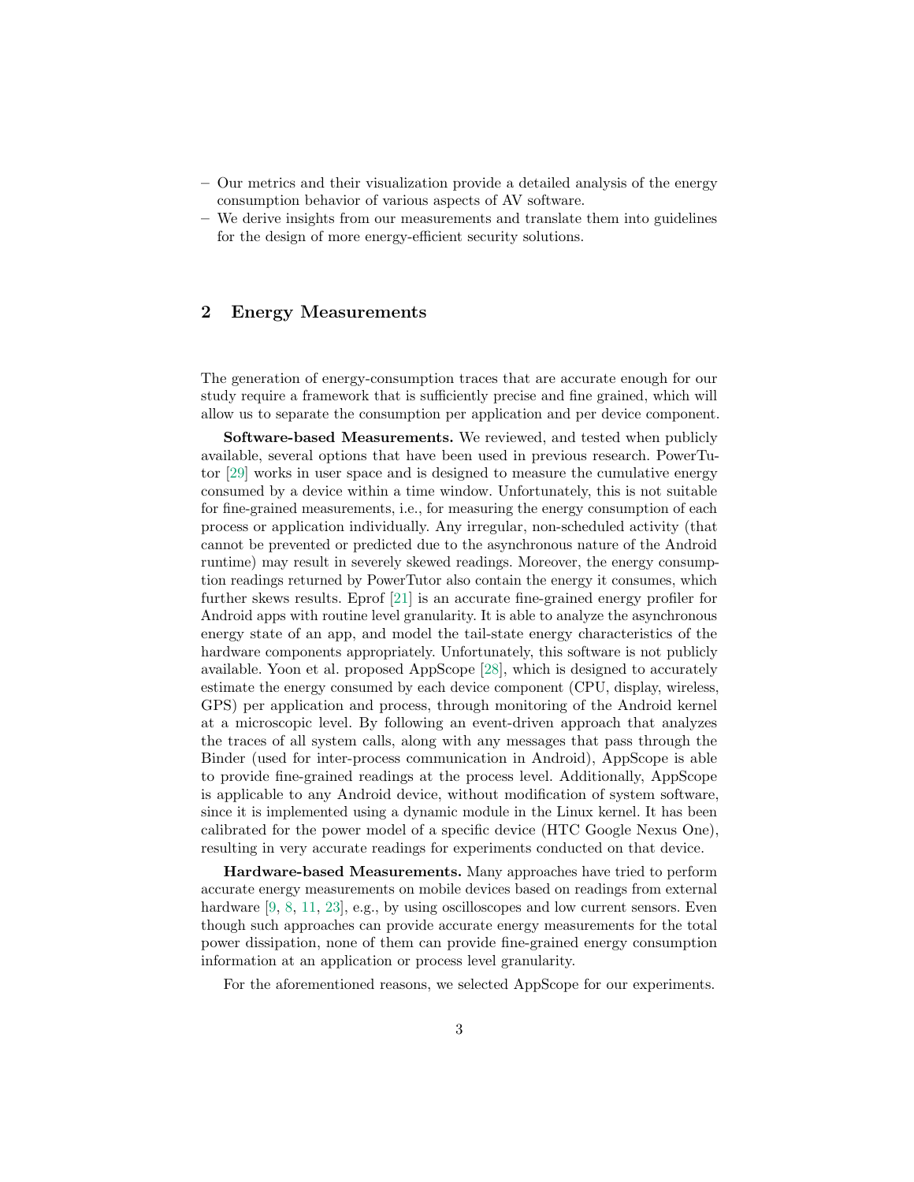– Our metrics and their visualization provide a detailed analysis of the energy consumption behavior of various aspects of AV software.
– We derive insights from our measurements and translate them into guidelines for the design of more energy-efficient security solutions.

## 2 Energy Measurements

The generation of energy-consumption traces that are accurate enough for our study require a framework that is sufficiently precise and fine grained, which will allow us to separate the consumption per application and per device component.

**Software-based Measurements.** We reviewed, and tested when publicly available, several options that have been used in previous research. PowerTutor [29] works in user space and is designed to measure the cumulative energy consumed by a device within a time window. Unfortunately, this is not suitable for fine-grained measurements, i.e., for measuring the energy consumption of each process or application individually. Any irregular, non-scheduled activity (that cannot be prevented or predicted due to the asynchronous nature of the Android runtime) may result in severely skewed readings. Moreover, the energy consumption readings returned by PowerTutor also contain the energy it consumes, which further skews results. Eprof [21] is an accurate fine-grained energy profiler for Android apps with routine level granularity. It is able to analyze the asynchronous energy state of an app, and model the tail-state energy characteristics of the hardware components appropriately. Unfortunately, this software is not publicly available. Yoon et al. proposed AppScope [28], which is designed to accurately estimate the energy consumed by each device component (CPU, display, wireless, GPS) per application and process, through monitoring of the Android kernel at a microscopic level. By following an event-driven approach that analyzes the traces of all system calls, along with any messages that pass through the Binder (used for inter-process communication in Android), AppScope is able to provide fine-grained readings at the process level. Additionally, AppScope is applicable to any Android device, without modification of system software, since it is implemented using a dynamic module in the Linux kernel. It has been calibrated for the power model of a specific device (HTC Google Nexus One), resulting in very accurate readings for experiments conducted on that device.

**Hardware-based Measurements.** Many approaches have tried to perform accurate energy measurements on mobile devices based on readings from external hardware [9, 8, 11, 23], e.g., by using oscilloscopes and low current sensors. Even though such approaches can provide accurate energy measurements for the total power dissipation, none of them can provide fine-grained energy consumption information at an application or process level granularity.

For the aforementioned reasons, we selected AppScope for our experiments.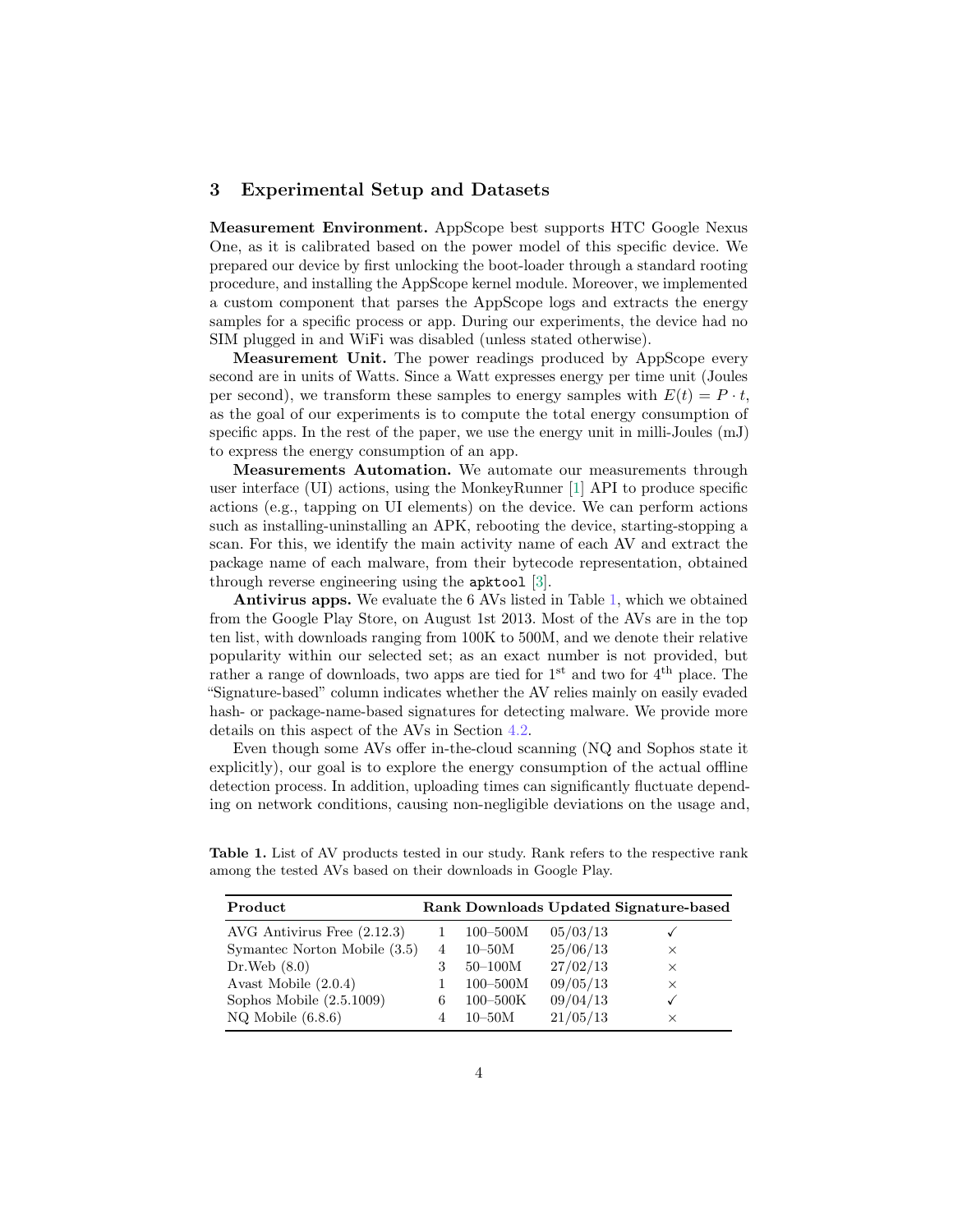## 3 Experimental Setup and Datasets

**Measurement Environment.** AppScope best supports HTC Google Nexus One, as it is calibrated based on the power model of this specific device. We prepared our device by first unlocking the boot-loader through a standard rooting procedure, and installing the AppScope kernel module. Moreover, we implemented a custom component that parses the AppScope logs and extracts the energy samples for a specific process or app. During our experiments, the device had no SIM plugged in and WiFi was disabled (unless stated otherwise).

**Measurement Unit.** The power readings produced by AppScope every second are in units of Watts. Since a Watt expresses energy per time unit (Joules per second), we transform these samples to energy samples with $E(t) = P \cdot t$, as the goal of our experiments is to compute the total energy consumption of specific apps. In the rest of the paper, we use the energy unit in milli-Joules (mJ) to express the energy consumption of an app.

**Measurements Automation.** We automate our measurements through user interface (UI) actions, using the MonkeyRunner [1] API to produce specific actions (e.g., tapping on UI elements) on the device. We can perform actions such as installing-uninstalling an APK, rebooting the device, starting-stopping a scan. For this, we identify the main activity name of each AV and extract the package name of each malware, from their bytecode representation, obtained through reverse engineering using the `apktool` [3].

**Antivirus apps.** We evaluate the 6 AVs listed in Table 1, which we obtained from the Google Play Store, on August 1st 2013. Most of the AVs are in the top ten list, with downloads ranging from 100K to 500M, and we denote their relative popularity within our selected set; as an exact number is not provided, but rather a range of downloads, two apps are tied for 1st and two for 4th place. The "Signature-based" column indicates whether the AV relies mainly on easily evaded hash- or package-name-based signatures for detecting malware. We provide more details on this aspect of the AVs in Section 4.2.

Even though some AVs offer in-the-cloud scanning (NQ and Sophos state it explicitly), our goal is to explore the energy consumption of the actual offline detection process. In addition, uploading times can significantly fluctuate depending on network conditions, causing non-negligible deviations on the usage and,

**Table 1.** List of AV products tested in our study. Rank refers to the respective rank among the tested AVs based on their downloads in Google Play.

| Product | Rank | Downloads | Updated | Signature-based |
|---|---|---|---|---|
| AVG Antivirus Free (2.12.3) | 1 | 100–500M | 05/03/13 | ✓ |
| Symantec Norton Mobile (3.5) | 4 | 10–50M | 25/06/13 | × |
| Dr.Web (8.0) | 3 | 50–100M | 27/02/13 | × |
| Avast Mobile (2.0.4) | 1 | 100–500M | 09/05/13 | × |
| Sophos Mobile (2.5.1009) | 6 | 100–500K | 09/04/13 | ✓ |
| NQ Mobile (6.8.6) | 4 | 10–50M | 21/05/13 | × |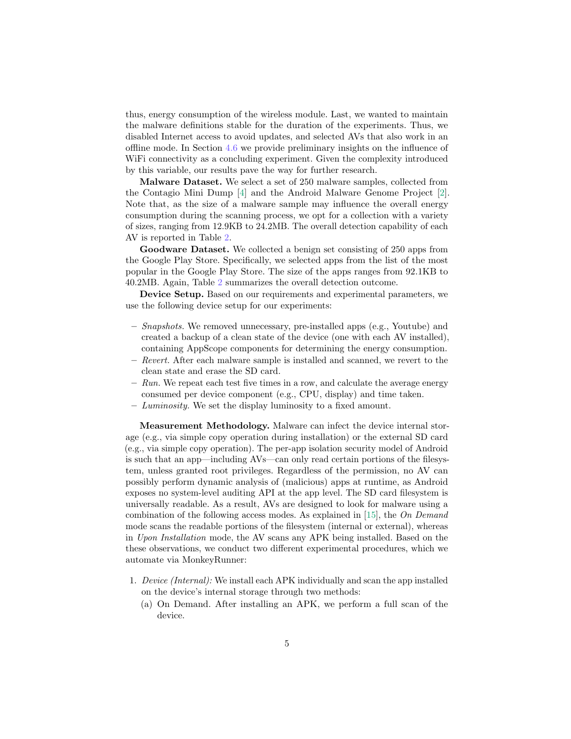thus, energy consumption of the wireless module. Last, we wanted to maintain the malware definitions stable for the duration of the experiments. Thus, we disabled Internet access to avoid updates, and selected AVs that also work in an offline mode. In Section 4.6 we provide preliminary insights on the influence of WiFi connectivity as a concluding experiment. Given the complexity introduced by this variable, our results pave the way for further research.

**Malware Dataset.** We select a set of 250 malware samples, collected from the Contagio Mini Dump [4] and the Android Malware Genome Project [2]. Note that, as the size of a malware sample may influence the overall energy consumption during the scanning process, we opt for a collection with a variety of sizes, ranging from 12.9KB to 24.2MB. The overall detection capability of each AV is reported in Table 2.

**Goodware Dataset.** We collected a benign set consisting of 250 apps from the Google Play Store. Specifically, we selected apps from the list of the most popular in the Google Play Store. The size of the apps ranges from 92.1KB to 40.2MB. Again, Table 2 summarizes the overall detection outcome.

**Device Setup.** Based on our requirements and experimental parameters, we use the following device setup for our experiments:

- *Snapshots.* We removed unnecessary, pre-installed apps (e.g., Youtube) and created a backup of a clean state of the device (one with each AV installed), containing AppScope components for determining the energy consumption.
- *Revert.* After each malware sample is installed and scanned, we revert to the clean state and erase the SD card.
- *Run.* We repeat each test five times in a row, and calculate the average energy consumed per device component (e.g., CPU, display) and time taken.
- *Luminosity.* We set the display luminosity to a fixed amount.

**Measurement Methodology.** Malware can infect the device internal storage (e.g., via simple copy operation during installation) or the external SD card (e.g., via simple copy operation). The per-app isolation security model of Android is such that an app—including AVs—can only read certain portions of the filesystem, unless granted root privileges. Regardless of the permission, no AV can possibly perform dynamic analysis of (malicious) apps at runtime, as Android exposes no system-level auditing API at the app level. The SD card filesystem is universally readable. As a result, AVs are designed to look for malware using a combination of the following access modes. As explained in [15], the *On Demand* mode scans the readable portions of the filesystem (internal or external), whereas in *Upon Installation* mode, the AV scans any APK being installed. Based on the these observations, we conduct two different experimental procedures, which we automate via MonkeyRunner:

1. *Device (Internal):* We install each APK individually and scan the app installed on the device's internal storage through two methods:
   (a) On Demand. After installing an APK, we perform a full scan of the device.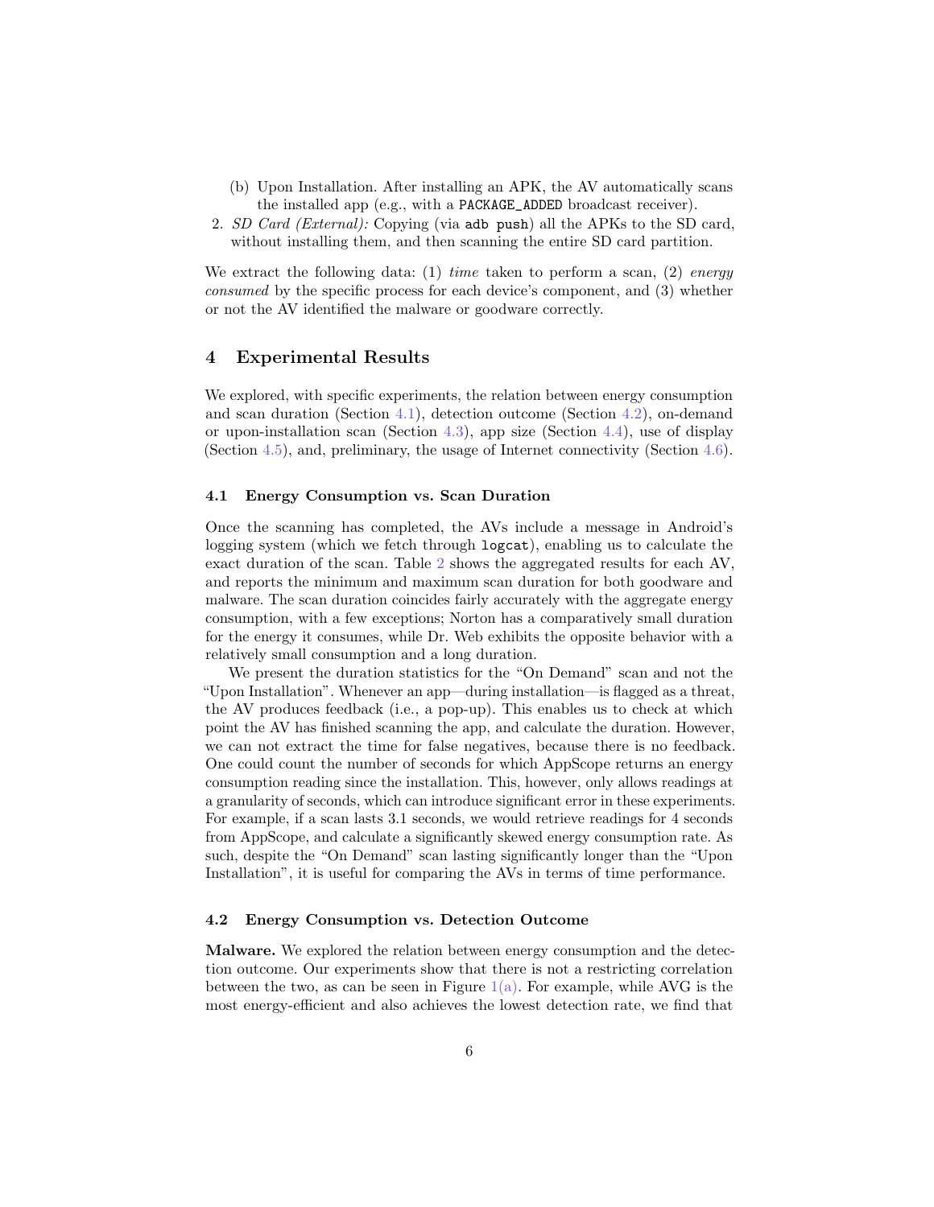(b) Upon Installation. After installing an APK, the AV automatically scans the installed app (e.g., with a `PACKAGE_ADDED` broadcast receiver).

2. *SD Card (External):* Copying (via `adb push`) all the APKs to the SD card, without installing them, and then scanning the entire SD card partition.

We extract the following data: (1) *time* taken to perform a scan, (2) *energy consumed* by the specific process for each device's component, and (3) whether or not the AV identified the malware or goodware correctly.

## 4 Experimental Results

We explored, with specific experiments, the relation between energy consumption and scan duration (Section 4.1), detection outcome (Section 4.2), on-demand or upon-installation scan (Section 4.3), app size (Section 4.4), use of display (Section 4.5), and, preliminary, the usage of Internet connectivity (Section 4.6).

### 4.1 Energy Consumption vs. Scan Duration

Once the scanning has completed, the AVs include a message in Android's logging system (which we fetch through `logcat`), enabling us to calculate the exact duration of the scan. Table 2 shows the aggregated results for each AV, and reports the minimum and maximum scan duration for both goodware and malware. The scan duration coincides fairly accurately with the aggregate energy consumption, with a few exceptions; Norton has a comparatively small duration for the energy it consumes, while Dr. Web exhibits the opposite behavior with a relatively small consumption and a long duration.

We present the duration statistics for the "On Demand" scan and not the "Upon Installation". Whenever an app—during installation—is flagged as a threat, the AV produces feedback (i.e., a pop-up). This enables us to check at which point the AV has finished scanning the app, and calculate the duration. However, we can not extract the time for false negatives, because there is no feedback. One could count the number of seconds for which AppScope returns an energy consumption reading since the installation. This, however, only allows readings at a granularity of seconds, which can introduce significant error in these experiments. For example, if a scan lasts 3.1 seconds, we would retrieve readings for 4 seconds from AppScope, and calculate a significantly skewed energy consumption rate. As such, despite the "On Demand" scan lasting significantly longer than the "Upon Installation", it is useful for comparing the AVs in terms of time performance.

### 4.2 Energy Consumption vs. Detection Outcome

**Malware.** We explored the relation between energy consumption and the detection outcome. Our experiments show that there is not a restricting correlation between the two, as can be seen in Figure 1(a). For example, while AVG is the most energy-efficient and also achieves the lowest detection rate, we find that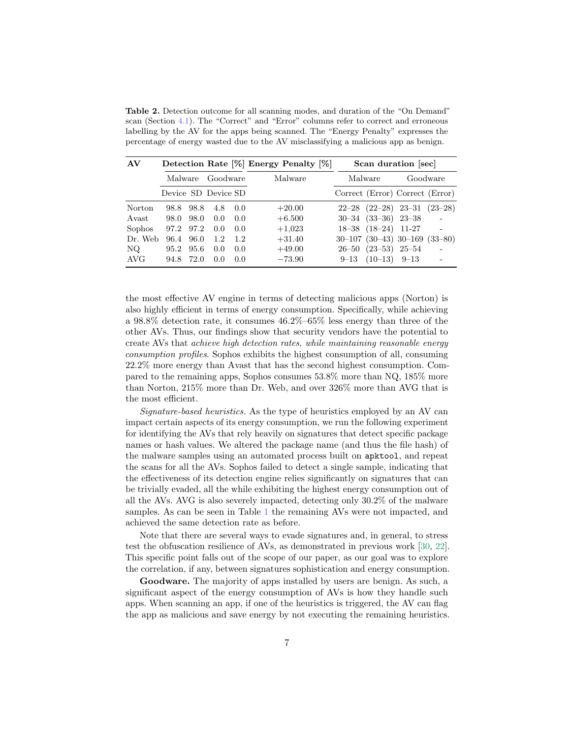**Table 2.** Detection outcome for all scanning modes, and duration of the "On Demand" scan (Section 4.1). The "Correct" and "Error" columns refer to correct and erroneous labelling by the AV for the apps being scanned. The "Energy Penalty" expresses the percentage of energy wasted due to the AV misclassifying a malicious app as benign.

| AV | Detection Rate [%] | | | | Energy Penalty [%] | Scan duration [sec] | | | |
|---|---|---|---|---|---|---|---|---|---|
| | Malware | | Goodware | | Malware | Malware | | Goodware | |
| | Device | SD | Device | SD | | Correct | (Error) | Correct | (Error) |
| Norton | 98.8 | 98.8 | 4.8 | 0.0 | +20.00 | 22–28 | (22–28) | 23–31 | (23–28) |
| Avast | 98.0 | 98.0 | 0.0 | 0.0 | +6.500 | 30–34 | (33–36) | 23–38 | - |
| Sophos | 97.2 | 97.2 | 0.0 | 0.0 | +1,023 | 18–38 | (18–24) | 11-27 | - |
| Dr. Web | 96.4 | 96.0 | 1.2 | 1.2 | +31.40 | 30–107 | (30–43) | 30–169 | (33–80) |
| NQ | 95.2 | 95.6 | 0.0 | 0.0 | +49.00 | 26–50 | (23–53) | 25–54 | - |
| AVG | 94.8 | 72.0 | 0.0 | 0.0 | −73.90 | 9–13 | (10–13) | 9–13 | - |

the most effective AV engine in terms of detecting malicious apps (Norton) is also highly efficient in terms of energy consumption. Specifically, while achieving a 98.8% detection rate, it consumes 46.2%–65% less energy than three of the other AVs. Thus, our findings show that security vendors have the potential to create AVs that *achieve high detection rates, while maintaining reasonable energy consumption profiles*. Sophos exhibits the highest consumption of all, consuming 22.2% more energy than Avast that has the second highest consumption. Compared to the remaining apps, Sophos consumes 53.8% more than NQ, 185% more than Norton, 215% more than Dr. Web, and over 326% more than AVG that is the most efficient.

*Signature-based heuristics.* As the type of heuristics employed by an AV can impact certain aspects of its energy consumption, we run the following experiment for identifying the AVs that rely heavily on signatures that detect specific package names or hash values. We altered the package name (and thus the file hash) of the malware samples using an automated process built on `apktool`, and repeat the scans for all the AVs. Sophos failed to detect a single sample, indicating that the effectiveness of its detection engine relies significantly on signatures that can be trivially evaded, all the while exhibiting the highest energy consumption out of all the AVs. AVG is also severely impacted, detecting only 30.2% of the malware samples. As can be seen in Table 1 the remaining AVs were not impacted, and achieved the same detection rate as before.

Note that there are several ways to evade signatures and, in general, to stress test the obfuscation resilience of AVs, as demonstrated in previous work [30, 22]. This specific point falls out of the scope of our paper, as our goal was to explore the correlation, if any, between signatures sophistication and energy consumption.

**Goodware.** The majority of apps installed by users are benign. As such, a significant aspect of the energy consumption of AVs is how they handle such apps. When scanning an app, if one of the heuristics is triggered, the AV can flag the app as malicious and save energy by not executing the remaining heuristics.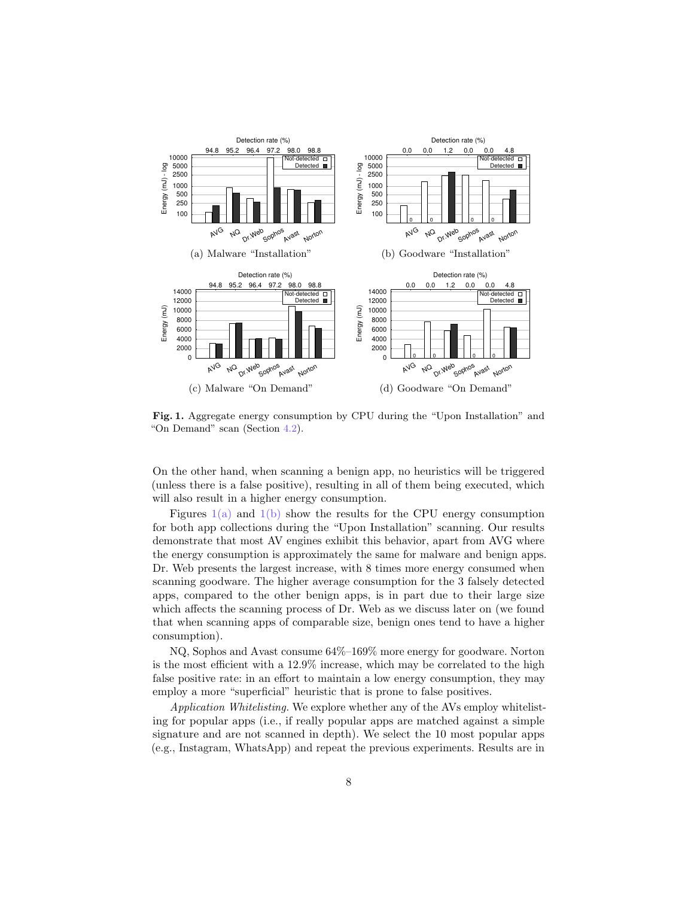Fig. 1. Aggregate energy consumption by CPU during the "Upon Installation" and "On Demand" scan (Section 4.2).

On the other hand, when scanning a benign app, no heuristics will be triggered (unless there is a false positive), resulting in all of them being executed, which will also result in a higher energy consumption.

Figures 1(a) and 1(b) show the results for the CPU energy consumption for both app collections during the "Upon Installation" scanning. Our results demonstrate that most AV engines exhibit this behavior, apart from AVG where the energy consumption is approximately the same for malware and benign apps. Dr. Web presents the largest increase, with 8 times more energy consumed when scanning goodware. The higher average consumption for the 3 falsely detected apps, compared to the other benign apps, is in part due to their large size which affects the scanning process of Dr. Web as we discuss later on (we found that when scanning apps of comparable size, benign ones tend to have a higher consumption).

NQ, Sophos and Avast consume 64%–169% more energy for goodware. Norton is the most efficient with a 12.9% increase, which may be correlated to the high false positive rate: in an effort to maintain a low energy consumption, they may employ a more "superficial" heuristic that is prone to false positives.

*Application Whitelisting.* We explore whether any of the AVs employ whitelisting for popular apps (i.e., if really popular apps are matched against a simple signature and are not scanned in depth). We select the 10 most popular apps (e.g., Instagram, WhatsApp) and repeat the previous experiments. Results are in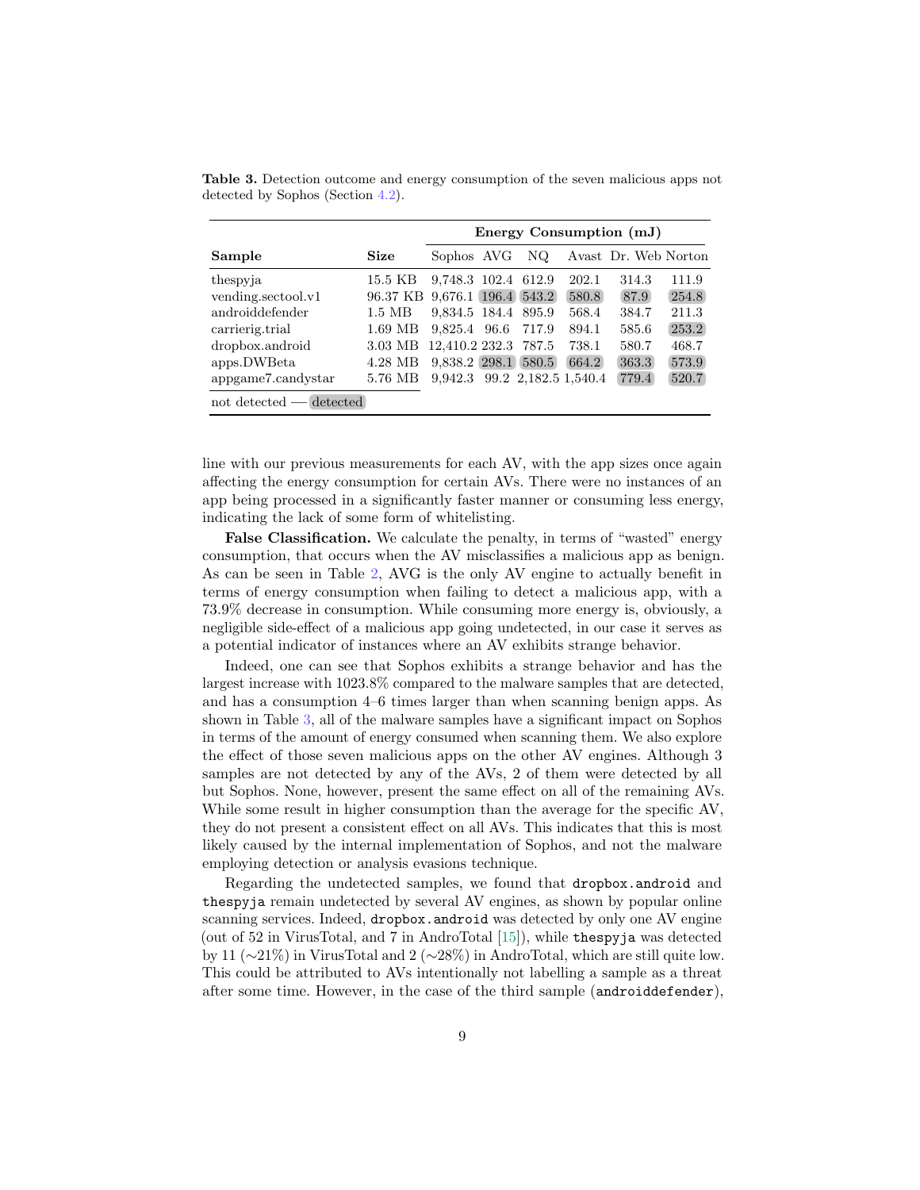**Table 3.** Detection outcome and energy consumption of the seven malicious apps not detected by Sophos (Section 4.2).

| Sample | Size | Energy Consumption (mJ) | | | | | |
|---|---|---|---|---|---|---|---|
| | | Sophos | AVG | NQ | Avast | Dr. Web | Norton |
| thespyja | 15.5 KB | 9,748.3 | 102.4 | 612.9 | 202.1 | 314.3 | 111.9 |
| vending.sectool.v1 | 96.37 KB | 9,676.1 | **196.4** | **543.2** | **580.8** | **87.9** | **254.8** |
| androiddefender | 1.5 MB | 9,834.5 | 184.4 | 895.9 | 568.4 | 384.7 | 211.3 |
| carrierig.trial | 1.69 MB | 9,825.4 | 96.6 | 717.9 | 894.1 | 585.6 | **253.2** |
| dropbox.android | 3.03 MB | 12,410.2 | 232.3 | 787.5 | 738.1 | 580.7 | 468.7 |
| apps.DWBeta | 4.28 MB | 9,838.2 | **298.1** | **580.5** | **664.2** | **363.3** | **573.9** |
| appgame7.candystar | 5.76 MB | 9,942.3 | 99.2 | 2,182.5 | 1,540.4 | **779.4** | **520.7** |

not detected — **detected**

line with our previous measurements for each AV, with the app sizes once again affecting the energy consumption for certain AVs. There were no instances of an app being processed in a significantly faster manner or consuming less energy, indicating the lack of some form of whitelisting.

**False Classification.** We calculate the penalty, in terms of "wasted" energy consumption, that occurs when the AV misclassifies a malicious app as benign. As can be seen in Table 2, AVG is the only AV engine to actually benefit in terms of energy consumption when failing to detect a malicious app, with a 73.9% decrease in consumption. While consuming more energy is, obviously, a negligible side-effect of a malicious app going undetected, in our case it serves as a potential indicator of instances where an AV exhibits strange behavior.

Indeed, one can see that Sophos exhibits a strange behavior and has the largest increase with 1023.8% compared to the malware samples that are detected, and has a consumption 4–6 times larger than when scanning benign apps. As shown in Table 3, all of the malware samples have a significant impact on Sophos in terms of the amount of energy consumed when scanning them. We also explore the effect of those seven malicious apps on the other AV engines. Although 3 samples are not detected by any of the AVs, 2 of them were detected by all but Sophos. None, however, present the same effect on all of the remaining AVs. While some result in higher consumption than the average for the specific AV, they do not present a consistent effect on all AVs. This indicates that this is most likely caused by the internal implementation of Sophos, and not the malware employing detection or analysis evasions technique.

Regarding the undetected samples, we found that `dropbox.android` and `thespyja` remain undetected by several AV engines, as shown by popular online scanning services. Indeed, `dropbox.android` was detected by only one AV engine (out of 52 in VirusTotal, and 7 in AndroTotal [15]), while `thespyja` was detected by 11 (∼21%) in VirusTotal and 2 (∼28%) in AndroTotal, which are still quite low. This could be attributed to AVs intentionally not labelling a sample as a threat after some time. However, in the case of the third sample (`androiddefender`),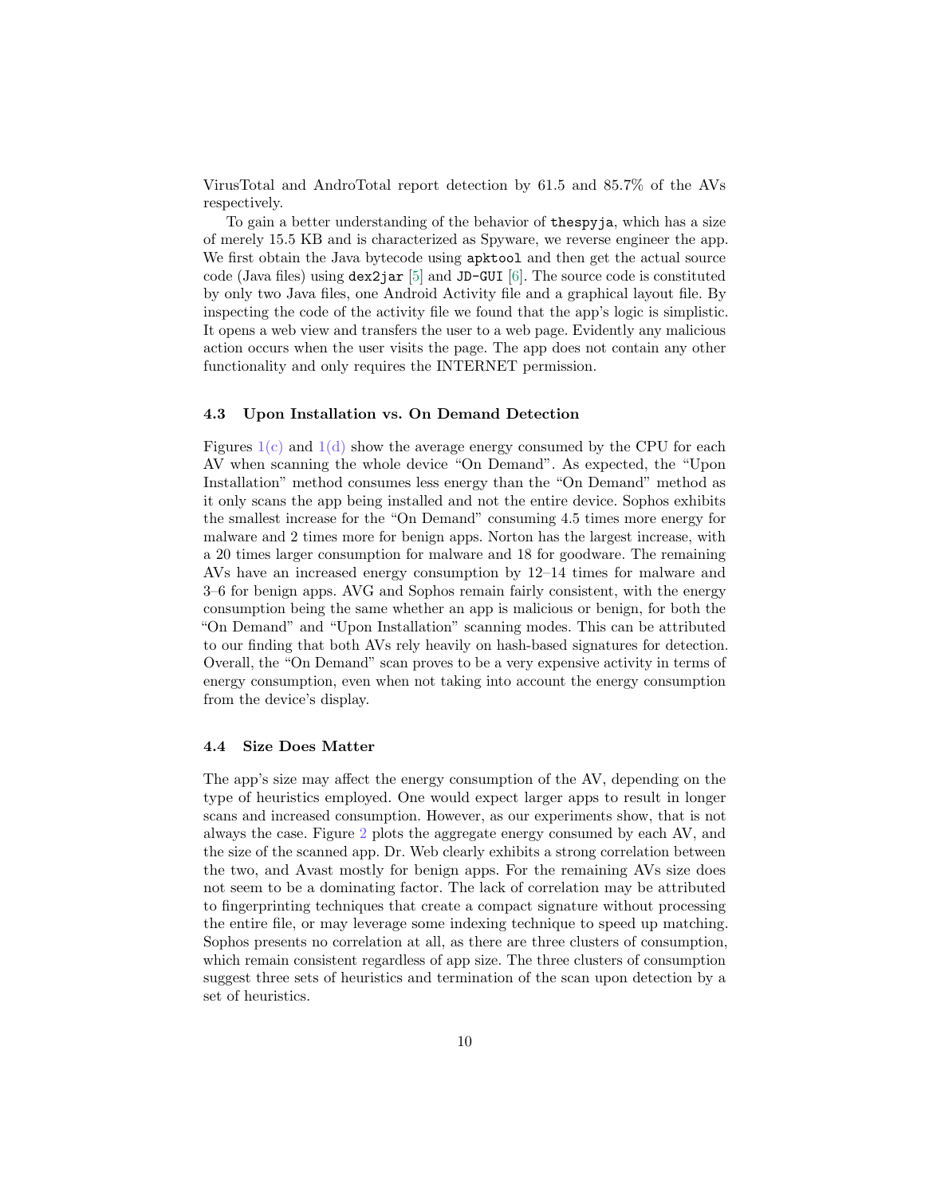VirusTotal and AndroTotal report detection by 61.5 and 85.7% of the AVs respectively.

To gain a better understanding of the behavior of `thespyja`, which has a size of merely 15.5 KB and is characterized as Spyware, we reverse engineer the app. We first obtain the Java bytecode using `apktool` and then get the actual source code (Java files) using `dex2jar` [5] and `JD-GUI` [6]. The source code is constituted by only two Java files, one Android Activity file and a graphical layout file. By inspecting the code of the activity file we found that the app's logic is simplistic. It opens a web view and transfers the user to a web page. Evidently any malicious action occurs when the user visits the page. The app does not contain any other functionality and only requires the INTERNET permission.

### 4.3 Upon Installation vs. On Demand Detection

Figures 1(c) and 1(d) show the average energy consumed by the CPU for each AV when scanning the whole device "On Demand". As expected, the "Upon Installation" method consumes less energy than the "On Demand" method as it only scans the app being installed and not the entire device. Sophos exhibits the smallest increase for the "On Demand" consuming 4.5 times more energy for malware and 2 times more for benign apps. Norton has the largest increase, with a 20 times larger consumption for malware and 18 for goodware. The remaining AVs have an increased energy consumption by 12–14 times for malware and 3–6 for benign apps. AVG and Sophos remain fairly consistent, with the energy consumption being the same whether an app is malicious or benign, for both the "On Demand" and "Upon Installation" scanning modes. This can be attributed to our finding that both AVs rely heavily on hash-based signatures for detection. Overall, the "On Demand" scan proves to be a very expensive activity in terms of energy consumption, even when not taking into account the energy consumption from the device's display.

### 4.4 Size Does Matter

The app's size may affect the energy consumption of the AV, depending on the type of heuristics employed. One would expect larger apps to result in longer scans and increased consumption. However, as our experiments show, that is not always the case. Figure 2 plots the aggregate energy consumed by each AV, and the size of the scanned app. Dr. Web clearly exhibits a strong correlation between the two, and Avast mostly for benign apps. For the remaining AVs size does not seem to be a dominating factor. The lack of correlation may be attributed to fingerprinting techniques that create a compact signature without processing the entire file, or may leverage some indexing technique to speed up matching. Sophos presents no correlation at all, as there are three clusters of consumption, which remain consistent regardless of app size. The three clusters of consumption suggest three sets of heuristics and termination of the scan upon detection by a set of heuristics.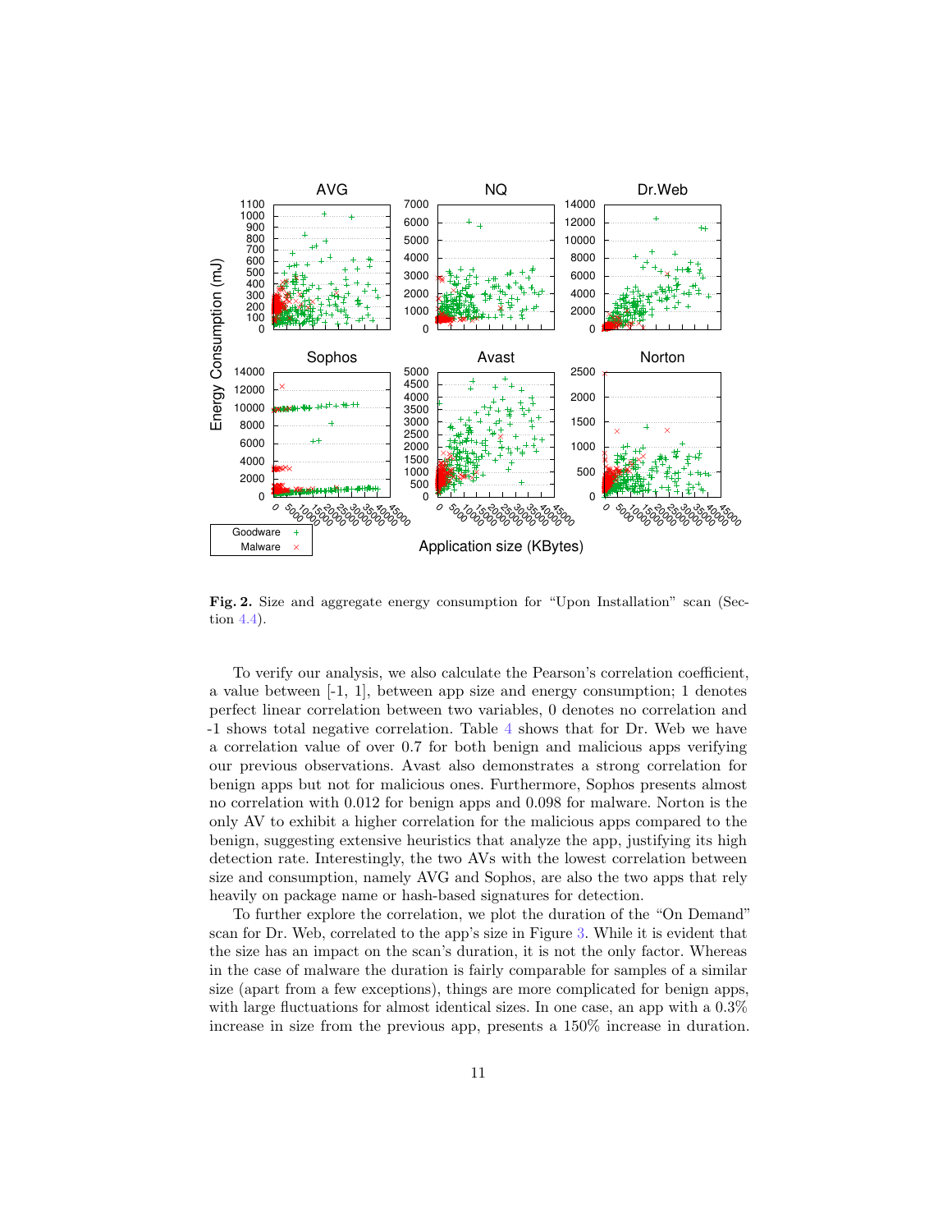**Fig. 2.** Size and aggregate energy consumption for "Upon Installation" scan (Section 4.4).

To verify our analysis, we also calculate the Pearson's correlation coefficient, a value between [-1, 1], between app size and energy consumption; 1 denotes perfect linear correlation between two variables, 0 denotes no correlation and -1 shows total negative correlation. Table 4 shows that for Dr. Web we have a correlation value of over 0.7 for both benign and malicious apps verifying our previous observations. Avast also demonstrates a strong correlation for benign apps but not for malicious ones. Furthermore, Sophos presents almost no correlation with 0.012 for benign apps and 0.098 for malware. Norton is the only AV to exhibit a higher correlation for the malicious apps compared to the benign, suggesting extensive heuristics that analyze the app, justifying its high detection rate. Interestingly, the two AVs with the lowest correlation between size and consumption, namely AVG and Sophos, are also the two apps that rely heavily on package name or hash-based signatures for detection.

To further explore the correlation, we plot the duration of the "On Demand" scan for Dr. Web, correlated to the app's size in Figure 3. While it is evident that the size has an impact on the scan's duration, it is not the only factor. Whereas in the case of malware the duration is fairly comparable for samples of a similar size (apart from a few exceptions), things are more complicated for benign apps, with large fluctuations for almost identical sizes. In one case, an app with a 0.3% increase in size from the previous app, presents a 150% increase in duration.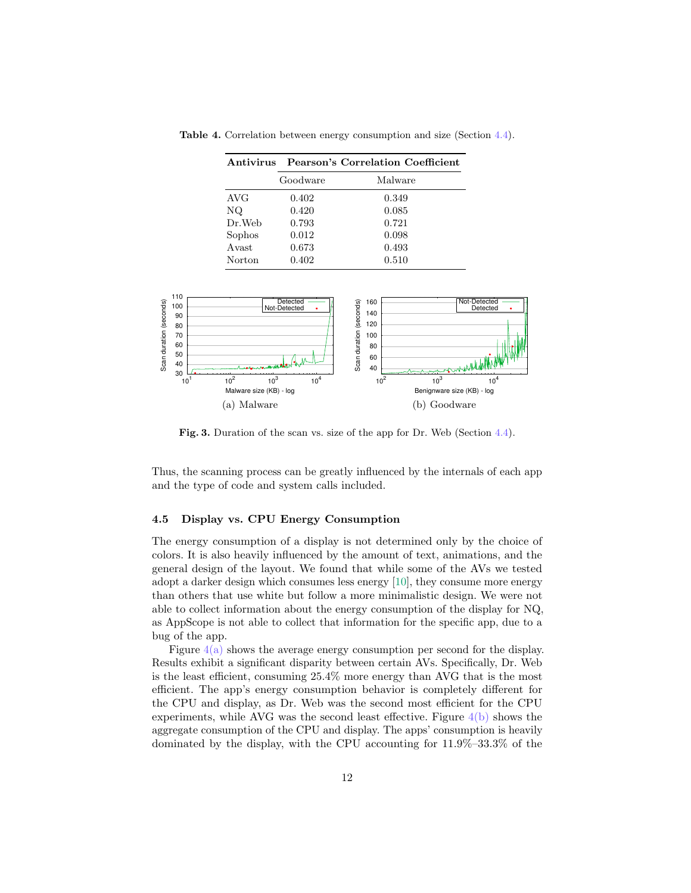**Table 4.** Correlation between energy consumption and size (Section 4.4).

| Antivirus | Pearson's Correlation Coefficient | |
|---|---|---|
| | Goodware | Malware |
| AVG | 0.402 | 0.349 |
| NQ | 0.420 | 0.085 |
| Dr.Web | 0.793 | 0.721 |
| Sophos | 0.012 | 0.098 |
| Avast | 0.673 | 0.493 |
| Norton | 0.402 | 0.510 |

(a) Malware

(b) Goodware

**Fig. 3.** Duration of the scan vs. size of the app for Dr. Web (Section 4.4).

Thus, the scanning process can be greatly influenced by the internals of each app and the type of code and system calls included.

### 4.5 Display vs. CPU Energy Consumption

The energy consumption of a display is not determined only by the choice of colors. It is also heavily influenced by the amount of text, animations, and the general design of the layout. We found that while some of the AVs we tested adopt a darker design which consumes less energy [10], they consume more energy than others that use white but follow a more minimalistic design. We were not able to collect information about the energy consumption of the display for NQ, as AppScope is not able to collect that information for the specific app, due to a bug of the app.

Figure 4(a) shows the average energy consumption per second for the display. Results exhibit a significant disparity between certain AVs. Specifically, Dr. Web is the least efficient, consuming 25.4% more energy than AVG that is the most efficient. The app's energy consumption behavior is completely different for the CPU and display, as Dr. Web was the second most efficient for the CPU experiments, while AVG was the second least effective. Figure 4(b) shows the aggregate consumption of the CPU and display. The apps' consumption is heavily dominated by the display, with the CPU accounting for 11.9%–33.3% of the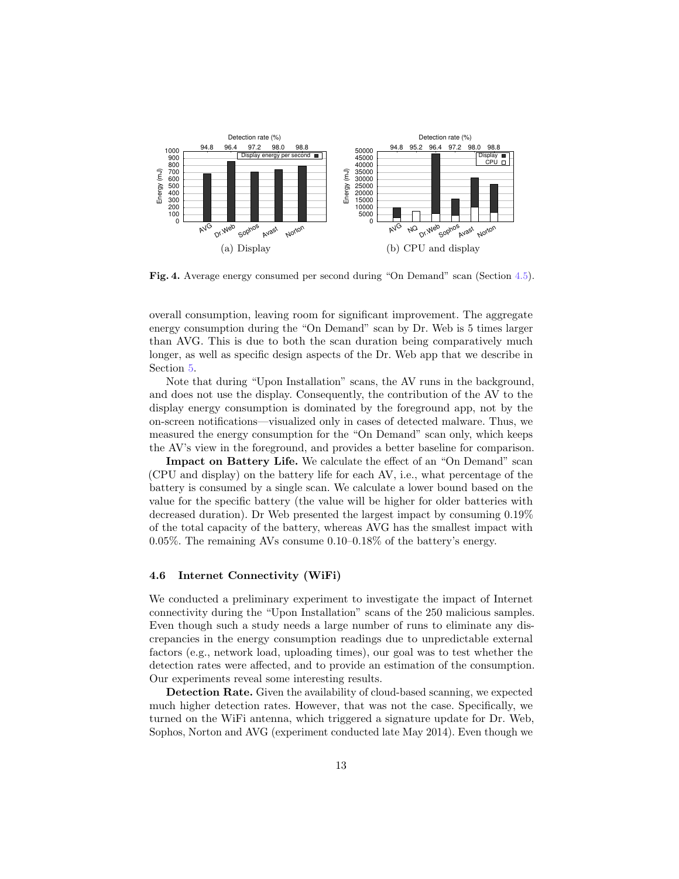**Fig. 4.** Average energy consumed per second during "On Demand" scan (Section 4.5).

overall consumption, leaving room for significant improvement. The aggregate energy consumption during the "On Demand" scan by Dr. Web is 5 times larger than AVG. This is due to both the scan duration being comparatively much longer, as well as specific design aspects of the Dr. Web app that we describe in Section 5.

Note that during "Upon Installation" scans, the AV runs in the background, and does not use the display. Consequently, the contribution of the AV to the display energy consumption is dominated by the foreground app, not by the on-screen notifications—visualized only in cases of detected malware. Thus, we measured the energy consumption for the "On Demand" scan only, which keeps the AV's view in the foreground, and provides a better baseline for comparison.

**Impact on Battery Life.** We calculate the effect of an "On Demand" scan (CPU and display) on the battery life for each AV, i.e., what percentage of the battery is consumed by a single scan. We calculate a lower bound based on the value for the specific battery (the value will be higher for older batteries with decreased duration). Dr Web presented the largest impact by consuming 0.19% of the total capacity of the battery, whereas AVG has the smallest impact with 0.05%. The remaining AVs consume 0.10–0.18% of the battery's energy.

### 4.6 Internet Connectivity (WiFi)

We conducted a preliminary experiment to investigate the impact of Internet connectivity during the "Upon Installation" scans of the 250 malicious samples. Even though such a study needs a large number of runs to eliminate any discrepancies in the energy consumption readings due to unpredictable external factors (e.g., network load, uploading times), our goal was to test whether the detection rates were affected, and to provide an estimation of the consumption. Our experiments reveal some interesting results.

**Detection Rate.** Given the availability of cloud-based scanning, we expected much higher detection rates. However, that was not the case. Specifically, we turned on the WiFi antenna, which triggered a signature update for Dr. Web, Sophos, Norton and AVG (experiment conducted late May 2014). Even though we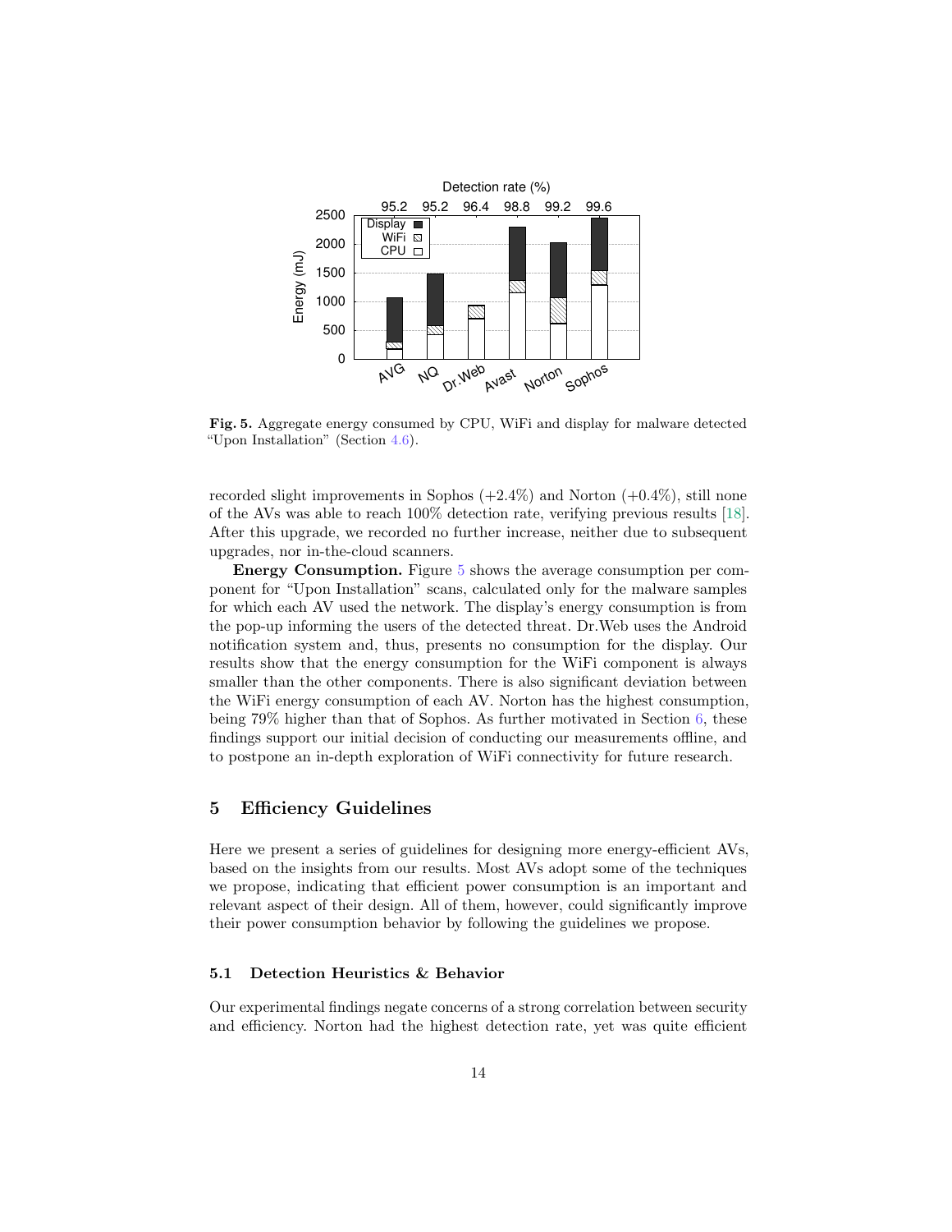**Fig. 5.** Aggregate energy consumed by CPU, WiFi and display for malware detected "Upon Installation" (Section 4.6).

recorded slight improvements in Sophos (+2.4%) and Norton (+0.4%), still none of the AVs was able to reach 100% detection rate, verifying previous results [18]. After this upgrade, we recorded no further increase, neither due to subsequent upgrades, nor in-the-cloud scanners.

**Energy Consumption.** Figure 5 shows the average consumption per component for "Upon Installation" scans, calculated only for the malware samples for which each AV used the network. The display's energy consumption is from the pop-up informing the users of the detected threat. Dr.Web uses the Android notification system and, thus, presents no consumption for the display. Our results show that the energy consumption for the WiFi component is always smaller than the other components. There is also significant deviation between the WiFi energy consumption of each AV. Norton has the highest consumption, being 79% higher than that of Sophos. As further motivated in Section 6, these findings support our initial decision of conducting our measurements offline, and to postpone an in-depth exploration of WiFi connectivity for future research.

## 5 Efficiency Guidelines

Here we present a series of guidelines for designing more energy-efficient AVs, based on the insights from our results. Most AVs adopt some of the techniques we propose, indicating that efficient power consumption is an important and relevant aspect of their design. All of them, however, could significantly improve their power consumption behavior by following the guidelines we propose.

### 5.1 Detection Heuristics & Behavior

Our experimental findings negate concerns of a strong correlation between security and efficiency. Norton had the highest detection rate, yet was quite efficient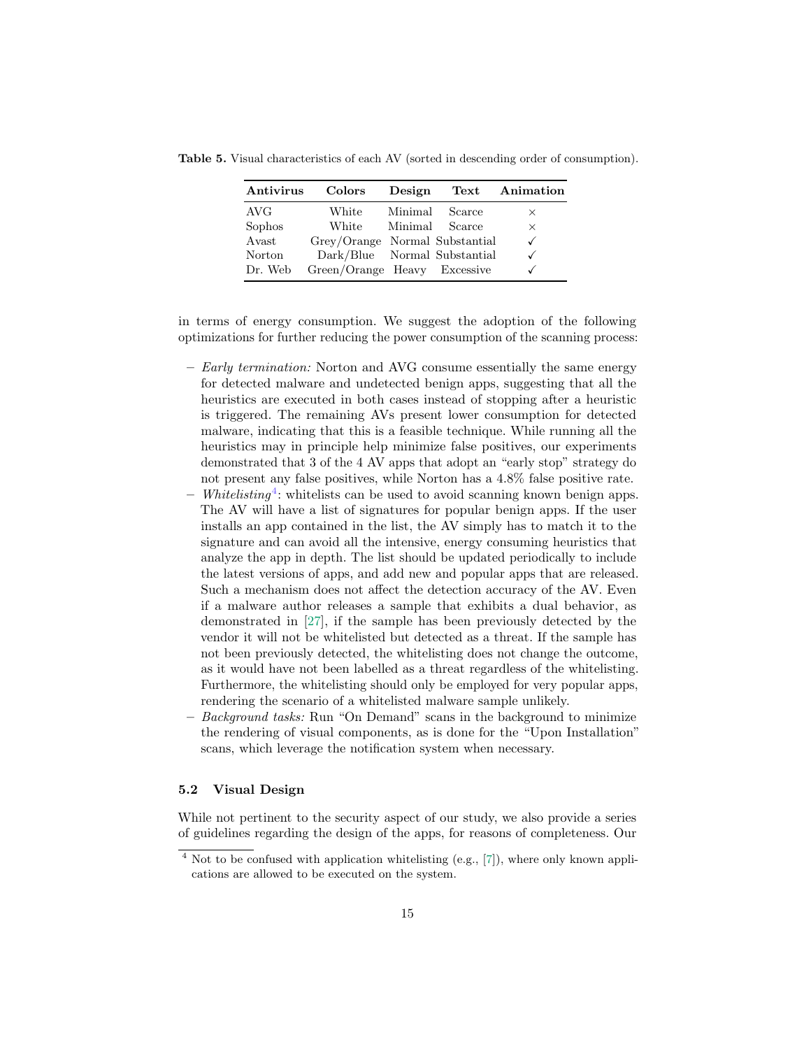Table 5. Visual characteristics of each AV (sorted in descending order of consumption).

| Antivirus | Colors | Design | Text | Animation |
|---|---|---|---|---|
| AVG | White | Minimal | Scarce | × |
| Sophos | White | Minimal | Scarce | × |
| Avast | Grey/Orange | Normal | Substantial | ✓ |
| Norton | Dark/Blue | Normal | Substantial | ✓ |
| Dr. Web | Green/Orange | Heavy | Excessive | ✓ |

in terms of energy consumption. We suggest the adoption of the following optimizations for further reducing the power consumption of the scanning process:

- *Early termination:* Norton and AVG consume essentially the same energy for detected malware and undetected benign apps, suggesting that all the heuristics are executed in both cases instead of stopping after a heuristic is triggered. The remaining AVs present lower consumption for detected malware, indicating that this is a feasible technique. While running all the heuristics may in principle help minimize false positives, our experiments demonstrated that 3 of the 4 AV apps that adopt an "early stop" strategy do not present any false positives, while Norton has a 4.8% false positive rate.
- *Whitelisting*[4]: whitelists can be used to avoid scanning known benign apps. The AV will have a list of signatures for popular benign apps. If the user installs an app contained in the list, the AV simply has to match it to the signature and can avoid all the intensive, energy consuming heuristics that analyze the app in depth. The list should be updated periodically to include the latest versions of apps, and add new and popular apps that are released. Such a mechanism does not affect the detection accuracy of the AV. Even if a malware author releases a sample that exhibits a dual behavior, as demonstrated in [27], if the sample has been previously detected by the vendor it will not be whitelisted but detected as a threat. If the sample has not been previously detected, the whitelisting does not change the outcome, as it would have not been labelled as a threat regardless of the whitelisting. Furthermore, the whitelisting should only be employed for very popular apps, rendering the scenario of a whitelisted malware sample unlikely.
- *Background tasks:* Run "On Demand" scans in the background to minimize the rendering of visual components, as is done for the "Upon Installation" scans, which leverage the notification system when necessary.

### 5.2 Visual Design

While not pertinent to the security aspect of our study, we also provide a series of guidelines regarding the design of the apps, for reasons of completeness. Our

[4] Not to be confused with application whitelisting (e.g., [7]), where only known applications are allowed to be executed on the system.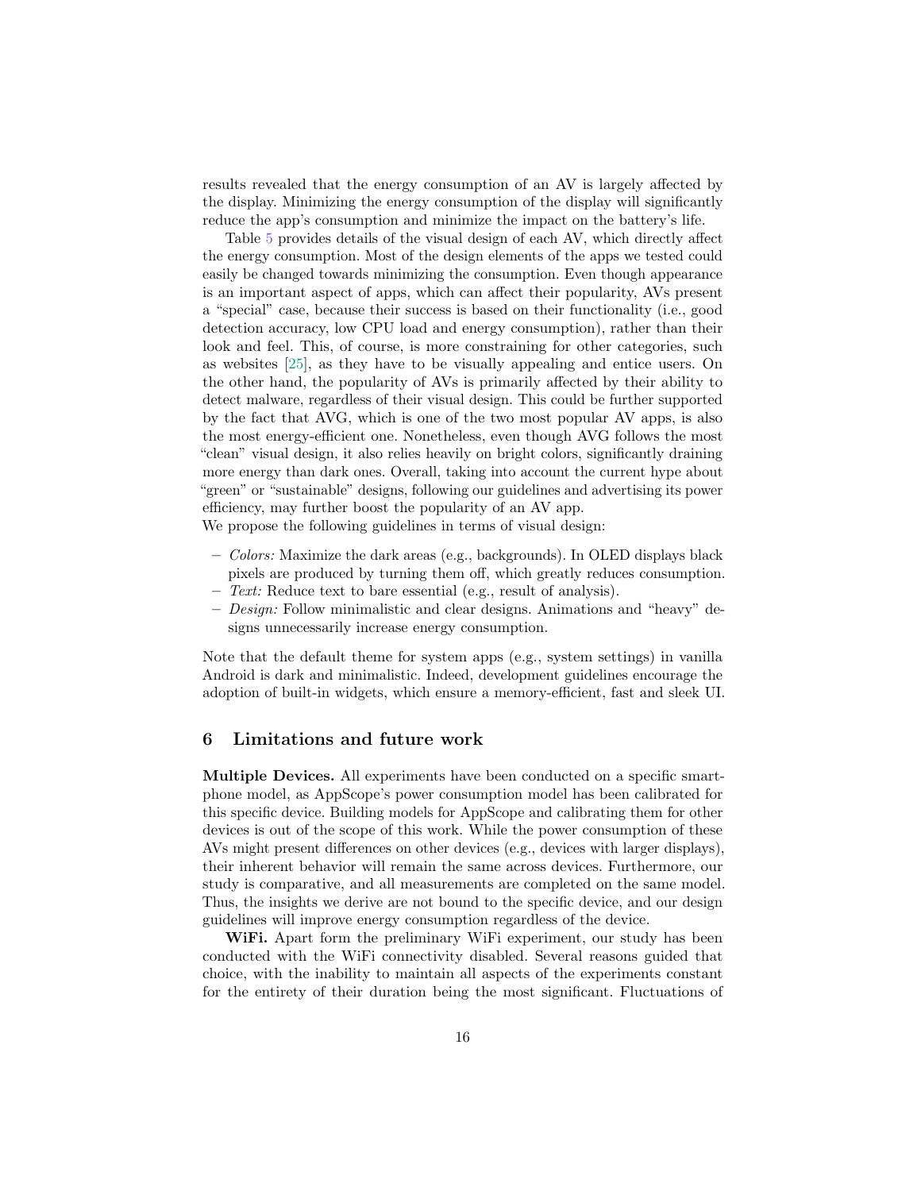results revealed that the energy consumption of an AV is largely affected by the display. Minimizing the energy consumption of the display will significantly reduce the app's consumption and minimize the impact on the battery's life.

Table 5 provides details of the visual design of each AV, which directly affect the energy consumption. Most of the design elements of the apps we tested could easily be changed towards minimizing the consumption. Even though appearance is an important aspect of apps, which can affect their popularity, AVs present a "special" case, because their success is based on their functionality (i.e., good detection accuracy, low CPU load and energy consumption), rather than their look and feel. This, of course, is more constraining for other categories, such as websites [25], as they have to be visually appealing and entice users. On the other hand, the popularity of AVs is primarily affected by their ability to detect malware, regardless of their visual design. This could be further supported by the fact that AVG, which is one of the two most popular AV apps, is also the most energy-efficient one. Nonetheless, even though AVG follows the most "clean" visual design, it also relies heavily on bright colors, significantly draining more energy than dark ones. Overall, taking into account the current hype about "green" or "sustainable" designs, following our guidelines and advertising its power efficiency, may further boost the popularity of an AV app.
We propose the following guidelines in terms of visual design:

- *Colors:* Maximize the dark areas (e.g., backgrounds). In OLED displays black pixels are produced by turning them off, which greatly reduces consumption.
- *Text:* Reduce text to bare essential (e.g., result of analysis).
- *Design:* Follow minimalistic and clear designs. Animations and "heavy" designs unnecessarily increase energy consumption.

Note that the default theme for system apps (e.g., system settings) in vanilla Android is dark and minimalistic. Indeed, development guidelines encourage the adoption of built-in widgets, which ensure a memory-efficient, fast and sleek UI.

## 6 Limitations and future work

**Multiple Devices.** All experiments have been conducted on a specific smartphone model, as AppScope's power consumption model has been calibrated for this specific device. Building models for AppScope and calibrating them for other devices is out of the scope of this work. While the power consumption of these AVs might present differences on other devices (e.g., devices with larger displays), their inherent behavior will remain the same across devices. Furthermore, our study is comparative, and all measurements are completed on the same model. Thus, the insights we derive are not bound to the specific device, and our design guidelines will improve energy consumption regardless of the device.

**WiFi.** Apart form the preliminary WiFi experiment, our study has been conducted with the WiFi connectivity disabled. Several reasons guided that choice, with the inability to maintain all aspects of the experiments constant for the entirety of their duration being the most significant. Fluctuations of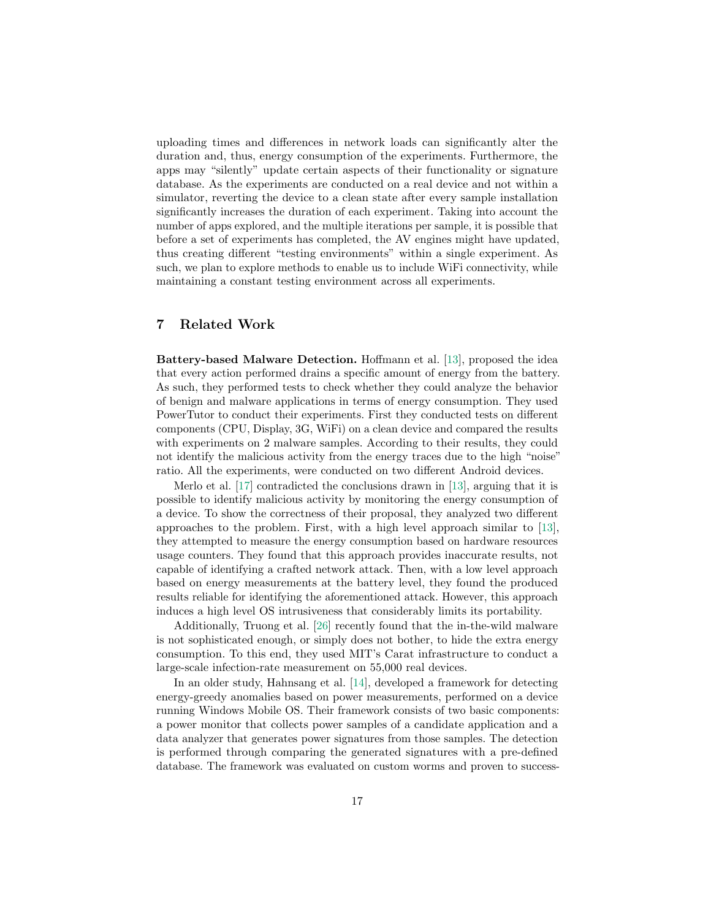uploading times and differences in network loads can significantly alter the duration and, thus, energy consumption of the experiments. Furthermore, the apps may "silently" update certain aspects of their functionality or signature database. As the experiments are conducted on a real device and not within a simulator, reverting the device to a clean state after every sample installation significantly increases the duration of each experiment. Taking into account the number of apps explored, and the multiple iterations per sample, it is possible that before a set of experiments has completed, the AV engines might have updated, thus creating different "testing environments" within a single experiment. As such, we plan to explore methods to enable us to include WiFi connectivity, while maintaining a constant testing environment across all experiments.

## 7 Related Work

**Battery-based Malware Detection.** Hoffmann et al. [13], proposed the idea that every action performed drains a specific amount of energy from the battery. As such, they performed tests to check whether they could analyze the behavior of benign and malware applications in terms of energy consumption. They used PowerTutor to conduct their experiments. First they conducted tests on different components (CPU, Display, 3G, WiFi) on a clean device and compared the results with experiments on 2 malware samples. According to their results, they could not identify the malicious activity from the energy traces due to the high "noise" ratio. All the experiments, were conducted on two different Android devices.

Merlo et al. [17] contradicted the conclusions drawn in [13], arguing that it is possible to identify malicious activity by monitoring the energy consumption of a device. To show the correctness of their proposal, they analyzed two different approaches to the problem. First, with a high level approach similar to [13], they attempted to measure the energy consumption based on hardware resources usage counters. They found that this approach provides inaccurate results, not capable of identifying a crafted network attack. Then, with a low level approach based on energy measurements at the battery level, they found the produced results reliable for identifying the aforementioned attack. However, this approach induces a high level OS intrusiveness that considerably limits its portability.

Additionally, Truong et al. [26] recently found that the in-the-wild malware is not sophisticated enough, or simply does not bother, to hide the extra energy consumption. To this end, they used MIT's Carat infrastructure to conduct a large-scale infection-rate measurement on 55,000 real devices.

In an older study, Hahnsang et al. [14], developed a framework for detecting energy-greedy anomalies based on power measurements, performed on a device running Windows Mobile OS. Their framework consists of two basic components: a power monitor that collects power samples of a candidate application and a data analyzer that generates power signatures from those samples. The detection is performed through comparing the generated signatures with a pre-defined database. The framework was evaluated on custom worms and proven to success-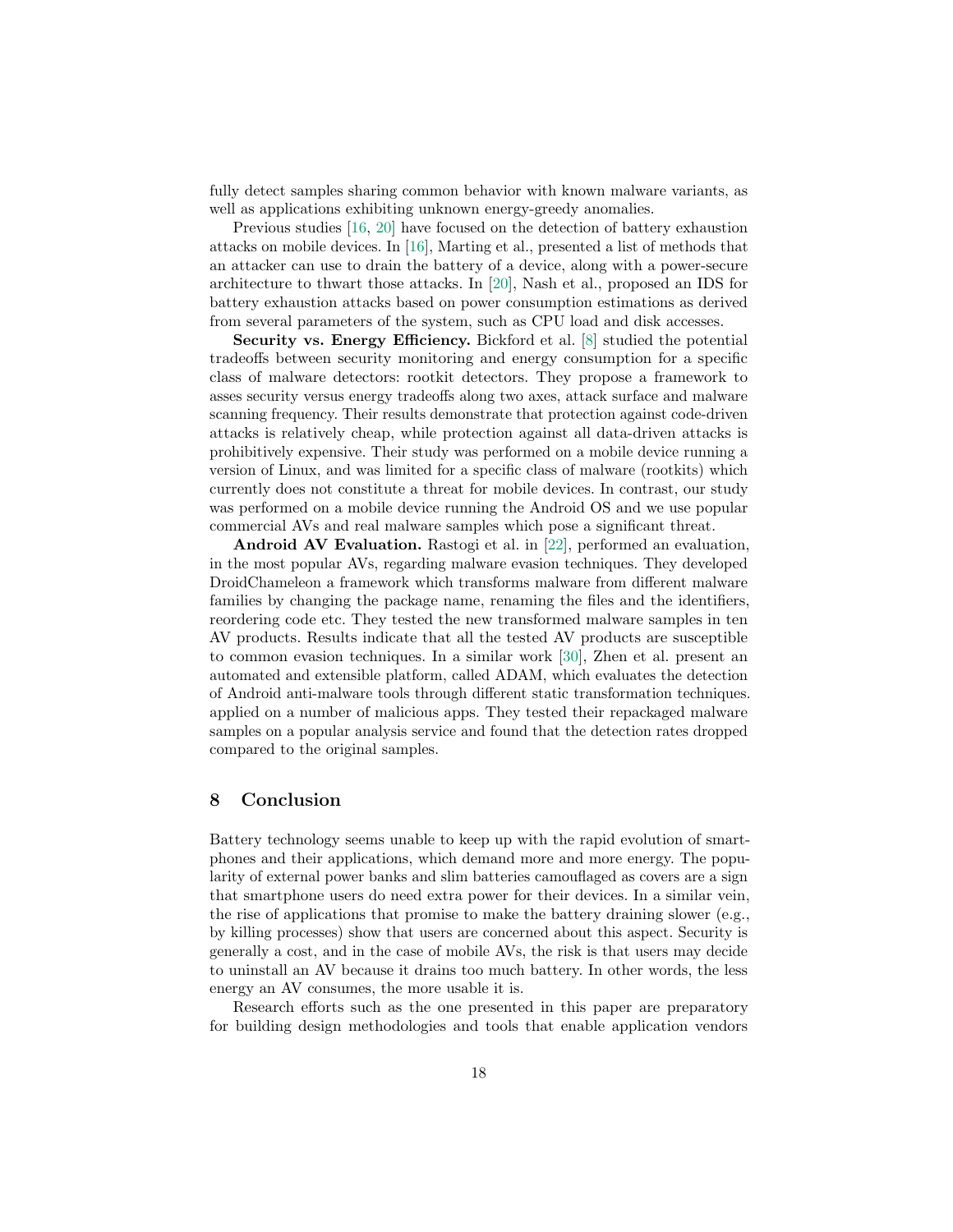fully detect samples sharing common behavior with known malware variants, as well as applications exhibiting unknown energy-greedy anomalies.

Previous studies [16, 20] have focused on the detection of battery exhaustion attacks on mobile devices. In [16], Marting et al., presented a list of methods that an attacker can use to drain the battery of a device, along with a power-secure architecture to thwart those attacks. In [20], Nash et al., proposed an IDS for battery exhaustion attacks based on power consumption estimations as derived from several parameters of the system, such as CPU load and disk accesses.

**Security vs. Energy Efficiency.** Bickford et al. [8] studied the potential tradeoffs between security monitoring and energy consumption for a specific class of malware detectors: rootkit detectors. They propose a framework to asses security versus energy tradeoffs along two axes, attack surface and malware scanning frequency. Their results demonstrate that protection against code-driven attacks is relatively cheap, while protection against all data-driven attacks is prohibitively expensive. Their study was performed on a mobile device running a version of Linux, and was limited for a specific class of malware (rootkits) which currently does not constitute a threat for mobile devices. In contrast, our study was performed on a mobile device running the Android OS and we use popular commercial AVs and real malware samples which pose a significant threat.

**Android AV Evaluation.** Rastogi et al. in [22], performed an evaluation, in the most popular AVs, regarding malware evasion techniques. They developed DroidChameleon a framework which transforms malware from different malware families by changing the package name, renaming the files and the identifiers, reordering code etc. They tested the new transformed malware samples in ten AV products. Results indicate that all the tested AV products are susceptible to common evasion techniques. In a similar work [30], Zhen et al. present an automated and extensible platform, called ADAM, which evaluates the detection of Android anti-malware tools through different static transformation techniques. applied on a number of malicious apps. They tested their repackaged malware samples on a popular analysis service and found that the detection rates dropped compared to the original samples.

## 8 Conclusion

Battery technology seems unable to keep up with the rapid evolution of smartphones and their applications, which demand more and more energy. The popularity of external power banks and slim batteries camouflaged as covers are a sign that smartphone users do need extra power for their devices. In a similar vein, the rise of applications that promise to make the battery draining slower (e.g., by killing processes) show that users are concerned about this aspect. Security is generally a cost, and in the case of mobile AVs, the risk is that users may decide to uninstall an AV because it drains too much battery. In other words, the less energy an AV consumes, the more usable it is.

Research efforts such as the one presented in this paper are preparatory for building design methodologies and tools that enable application vendors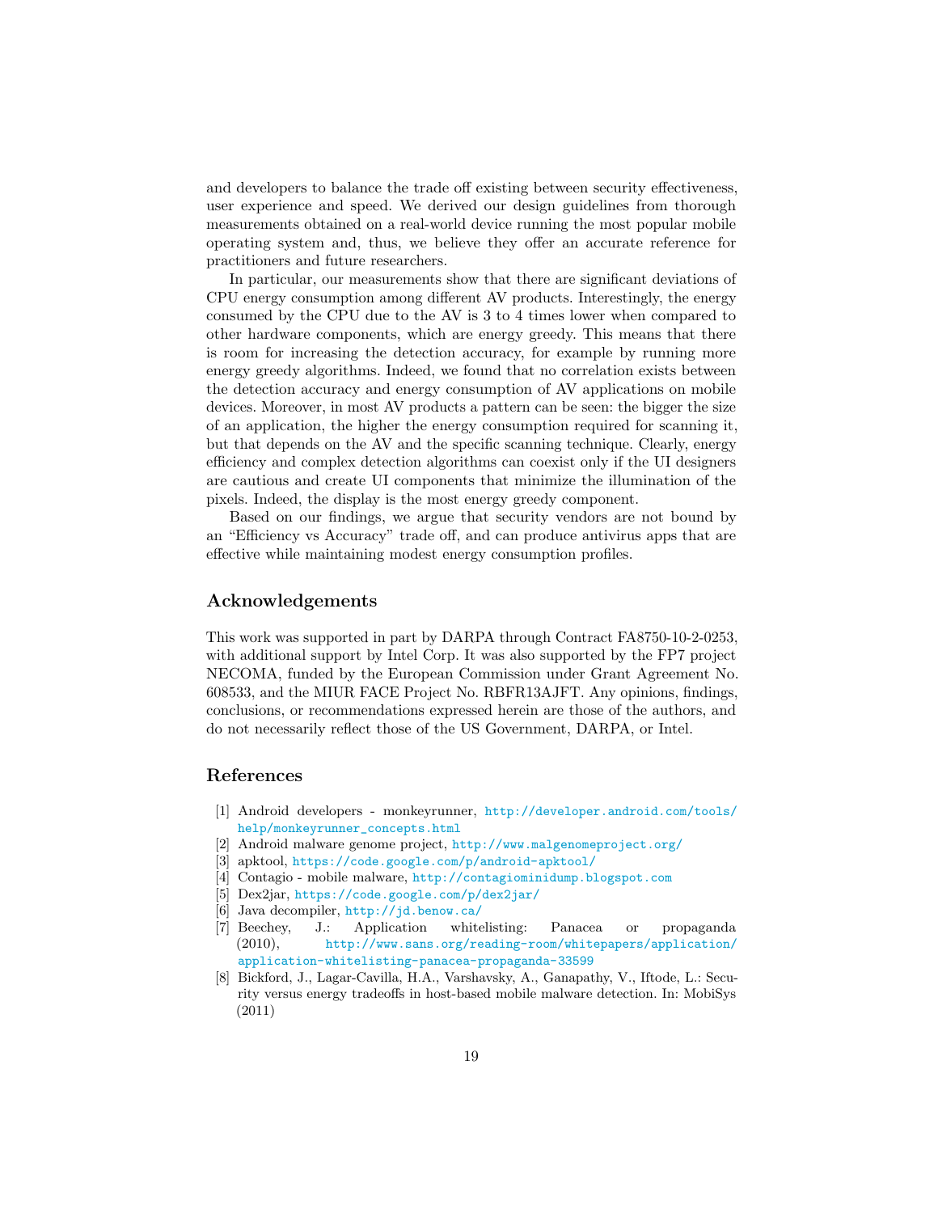and developers to balance the trade off existing between security effectiveness, user experience and speed. We derived our design guidelines from thorough measurements obtained on a real-world device running the most popular mobile operating system and, thus, we believe they offer an accurate reference for practitioners and future researchers.

In particular, our measurements show that there are significant deviations of CPU energy consumption among different AV products. Interestingly, the energy consumed by the CPU due to the AV is 3 to 4 times lower when compared to other hardware components, which are energy greedy. This means that there is room for increasing the detection accuracy, for example by running more energy greedy algorithms. Indeed, we found that no correlation exists between the detection accuracy and energy consumption of AV applications on mobile devices. Moreover, in most AV products a pattern can be seen: the bigger the size of an application, the higher the energy consumption required for scanning it, but that depends on the AV and the specific scanning technique. Clearly, energy efficiency and complex detection algorithms can coexist only if the UI designers are cautious and create UI components that minimize the illumination of the pixels. Indeed, the display is the most energy greedy component.

Based on our findings, we argue that security vendors are not bound by an "Efficiency vs Accuracy" trade off, and can produce antivirus apps that are effective while maintaining modest energy consumption profiles.

## Acknowledgements

This work was supported in part by DARPA through Contract FA8750-10-2-0253, with additional support by Intel Corp. It was also supported by the FP7 project NECOMA, funded by the European Commission under Grant Agreement No. 608533, and the MIUR FACE Project No. RBFR13AJFT. Any opinions, findings, conclusions, or recommendations expressed herein are those of the authors, and do not necessarily reflect those of the US Government, DARPA, or Intel.

## References

[1] Android developers - monkeyrunner, http://developer.android.com/tools/help/monkeyrunner_concepts.html

[2] Android malware genome project, http://www.malgenomeproject.org/

[3] apktool, https://code.google.com/p/android-apktool/

[4] Contagio - mobile malware, http://contagiominidump.blogspot.com

[5] Dex2jar, https://code.google.com/p/dex2jar/

[6] Java decompiler, http://jd.benow.ca/

[7] Beechey, J.: Application whitelisting: Panacea or propaganda (2010), http://www.sans.org/reading-room/whitepapers/application/application-whitelisting-panacea-propaganda-33599

[8] Bickford, J., Lagar-Cavilla, H.A., Varshavsky, A., Ganapathy, V., Iftode, L.: Security versus energy tradeoffs in host-based mobile malware detection. In: MobiSys (2011)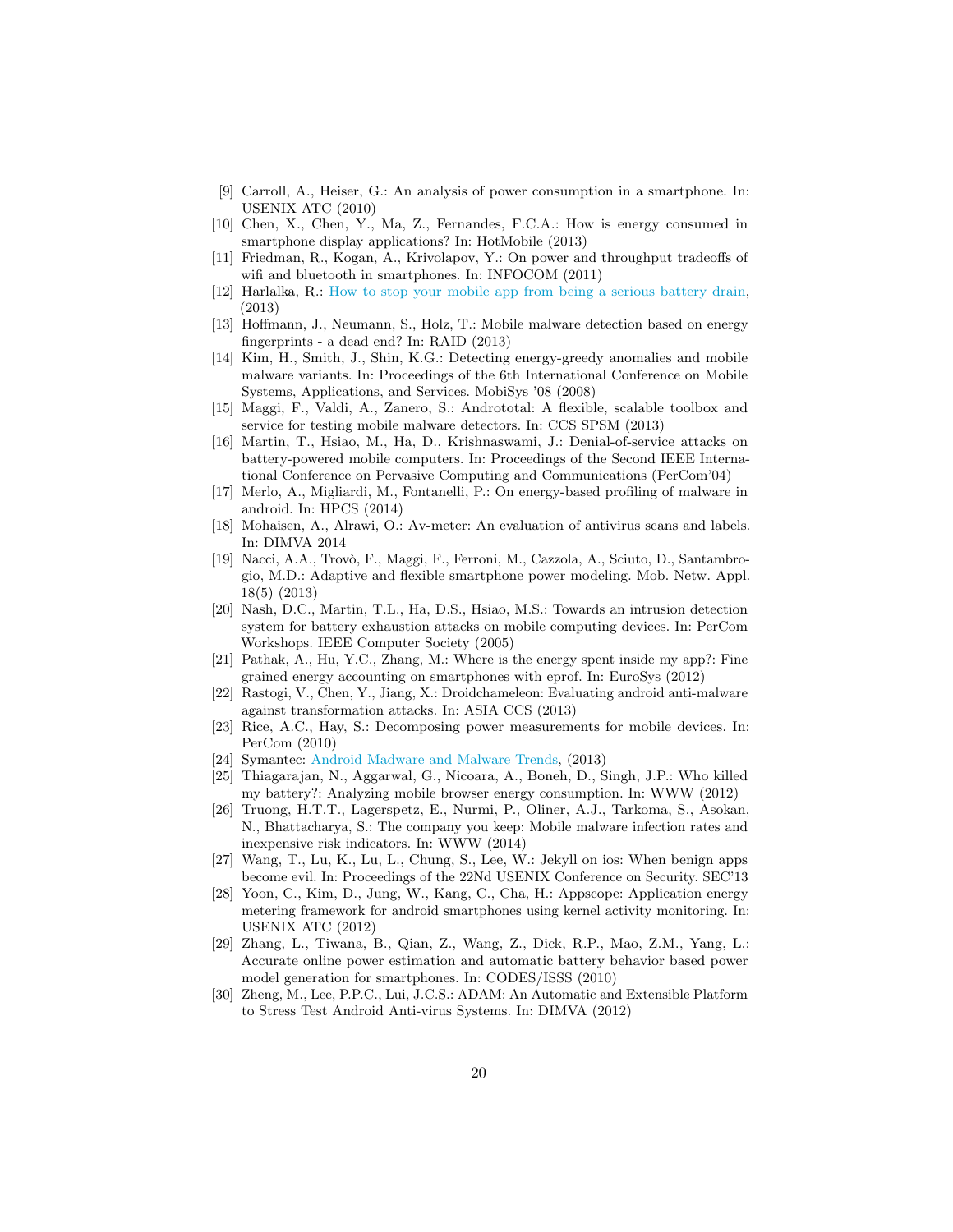[9] Carroll, A., Heiser, G.: An analysis of power consumption in a smartphone. In: USENIX ATC (2010)

[10] Chen, X., Chen, Y., Ma, Z., Fernandes, F.C.A.: How is energy consumed in smartphone display applications? In: HotMobile (2013)

[11] Friedman, R., Kogan, A., Krivolapov, Y.: On power and throughput tradeoffs of wifi and bluetooth in smartphones. In: INFOCOM (2011)

[12] Harlalka, R.: How to stop your mobile app from being a serious battery drain, (2013)

[13] Hoffmann, J., Neumann, S., Holz, T.: Mobile malware detection based on energy fingerprints - a dead end? In: RAID (2013)

[14] Kim, H., Smith, J., Shin, K.G.: Detecting energy-greedy anomalies and mobile malware variants. In: Proceedings of the 6th International Conference on Mobile Systems, Applications, and Services. MobiSys '08 (2008)

[15] Maggi, F., Valdi, A., Zanero, S.: Andrototal: A flexible, scalable toolbox and service for testing mobile malware detectors. In: CCS SPSM (2013)

[16] Martin, T., Hsiao, M., Ha, D., Krishnaswami, J.: Denial-of-service attacks on battery-powered mobile computers. In: Proceedings of the Second IEEE International Conference on Pervasive Computing and Communications (PerCom'04)

[17] Merlo, A., Migliardi, M., Fontanelli, P.: On energy-based profiling of malware in android. In: HPCS (2014)

[18] Mohaisen, A., Alrawi, O.: Av-meter: An evaluation of antivirus scans and labels. In: DIMVA 2014

[19] Nacci, A.A., Trovò, F., Maggi, F., Ferroni, M., Cazzola, A., Sciuto, D., Santambrogio, M.D.: Adaptive and flexible smartphone power modeling. Mob. Netw. Appl. 18(5) (2013)

[20] Nash, D.C., Martin, T.L., Ha, D.S., Hsiao, M.S.: Towards an intrusion detection system for battery exhaustion attacks on mobile computing devices. In: PerCom Workshops. IEEE Computer Society (2005)

[21] Pathak, A., Hu, Y.C., Zhang, M.: Where is the energy spent inside my app?: Fine grained energy accounting on smartphones with eprof. In: EuroSys (2012)

[22] Rastogi, V., Chen, Y., Jiang, X.: Droidchameleon: Evaluating android anti-malware against transformation attacks. In: ASIA CCS (2013)

[23] Rice, A.C., Hay, S.: Decomposing power measurements for mobile devices. In: PerCom (2010)

[24] Symantec: Android Madware and Malware Trends, (2013)

[25] Thiagarajan, N., Aggarwal, G., Nicoara, A., Boneh, D., Singh, J.P.: Who killed my battery?: Analyzing mobile browser energy consumption. In: WWW (2012)

[26] Truong, H.T.T., Lagerspetz, E., Nurmi, P., Oliner, A.J., Tarkoma, S., Asokan, N., Bhattacharya, S.: The company you keep: Mobile malware infection rates and inexpensive risk indicators. In: WWW (2014)

[27] Wang, T., Lu, K., Lu, L., Chung, S., Lee, W.: Jekyll on ios: When benign apps become evil. In: Proceedings of the 22Nd USENIX Conference on Security. SEC'13

[28] Yoon, C., Kim, D., Jung, W., Kang, C., Cha, H.: Appscope: Application energy metering framework for android smartphones using kernel activity monitoring. In: USENIX ATC (2012)

[29] Zhang, L., Tiwana, B., Qian, Z., Wang, Z., Dick, R.P., Mao, Z.M., Yang, L.: Accurate online power estimation and automatic battery behavior based power model generation for smartphones. In: CODES/ISSS (2010)

[30] Zheng, M., Lee, P.P.C., Lui, J.C.S.: ADAM: An Automatic and Extensible Platform to Stress Test Android Anti-virus Systems. In: DIMVA (2012)